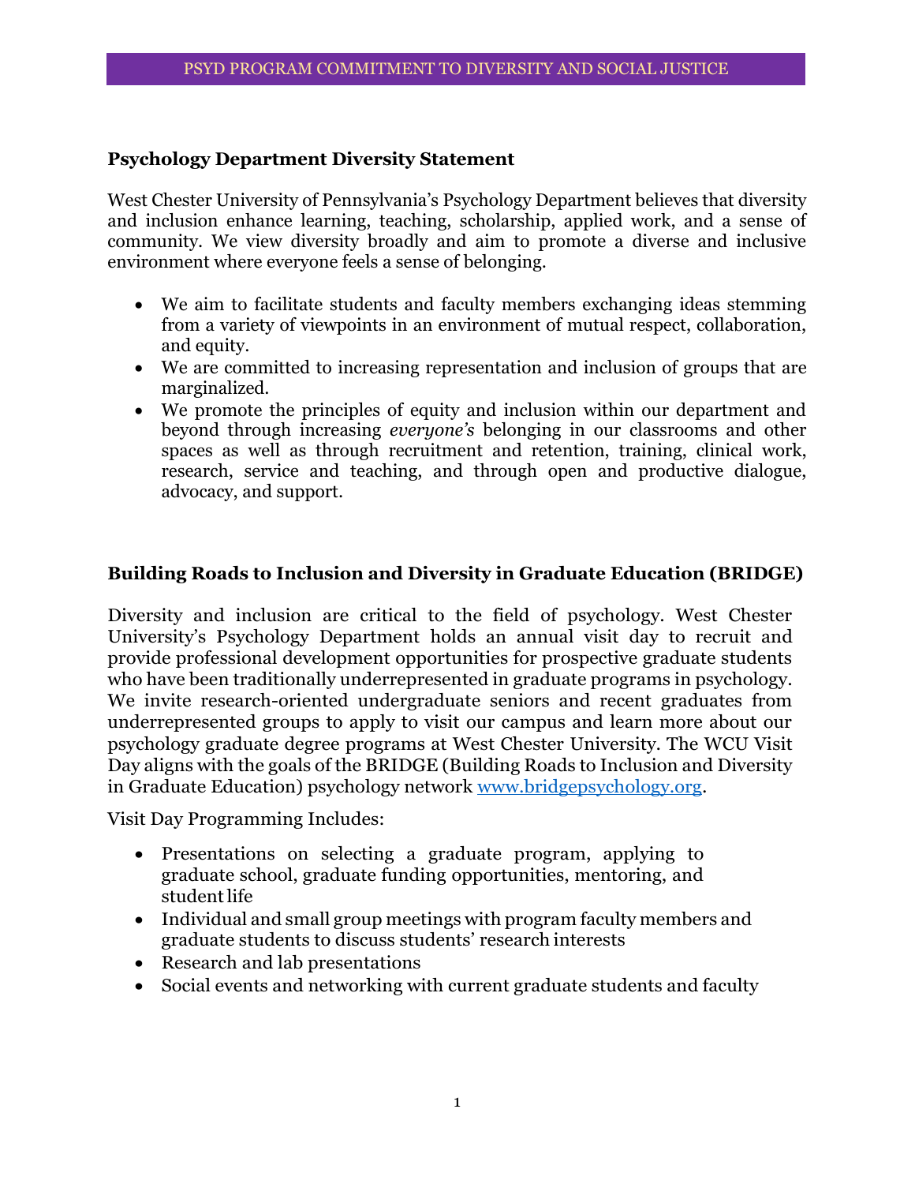# PSYD PROGRAM COMMITMENT TO DIVERSITY AND SOCIAL JUSTICE

## Psychology Department Diversity Statement

West Chester University of Pennsylvania's Psychology Department believes that diversity and inclusion enhance learning, teaching, scholarship, applied work, and a sense of community. We view diversity broadly and aim to promote a diverse and inclusive environment where everyone feels a sense of belonging.

- We aim to facilitate students and faculty members exchanging ideas stemming from a variety of viewpoints in an environment of mutual respect, collaboration, and equity.
- We are committed to increasing representation and inclusion of groups that are marginalized.
- We promote the principles of equity and inclusion within our department and beyond through increasing *everyone's* belonging in our classrooms and other spaces as well as through recruitment and retention, training, clinical work, research, service and teaching, and through open and productive dialogue, advocacy, and support.

## Building Roads to Inclusion and Diversity in Graduate Education (BRIDGE)

Diversity and inclusion are critical to the field of psychology. West Chester University's Psychology Department holds an annual visit day to recruit and provide professional development opportunities for prospective graduate students who have been traditionally underrepresented in graduate programs in psychology. We invite research-oriented undergraduate seniors and recent graduates from underrepresented groups to apply to visit our campus and learn more about our psychology graduate degree programs at West Chester University. The WCU Visit Day aligns with the goals of the BRIDGE (Building Roads to Inclusion and Diversity in Graduate Education) psychology network [www.bridgepsychology.org](http://www.bridgepsychology.org).

Visit Day Programming Includes:

- Presentations on selecting a graduate program, applying to graduate school, graduate funding opportunities, mentoring, and student life
- Individual and small group meetings with program faculty members and graduate students to discuss students' research interests
- Research and lab presentations
- Social events and networking with current graduate students and faculty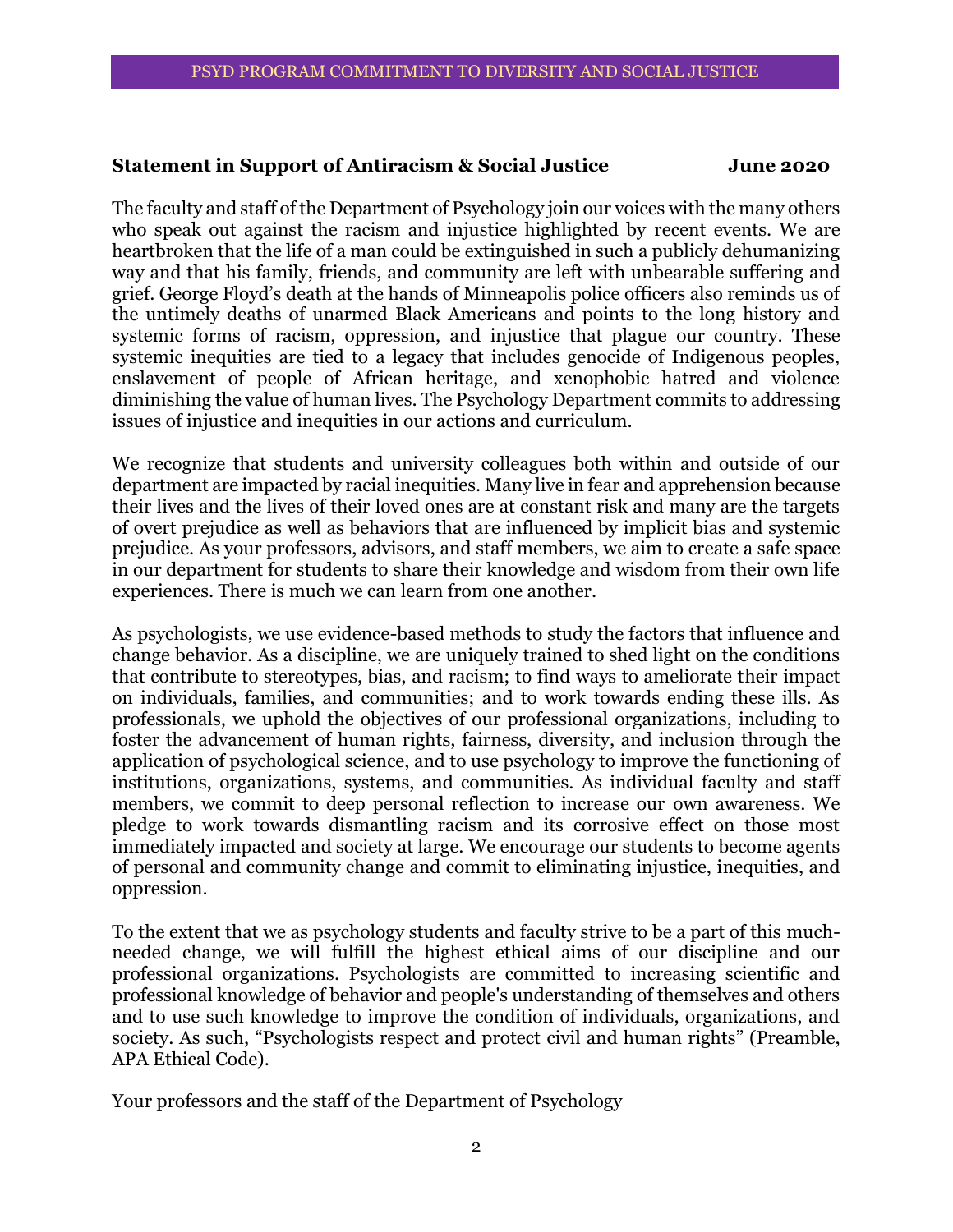**Statement in Support of Antiracism & Social Justice** **June 2020**

The faculty and staff of the Department of Psychology join our voices with the many others who speak out against the racism and injustice highlighted by recent events. We are heartbroken that the life of a man could be extinguished in such a publicly dehumanizing way and that his family, friends, and community are left with unbearable suffering and grief. George Floyd's death at the hands of Minneapolis police officers also reminds us of the untimely deaths of unarmed Black Americans and points to the long history and systemic forms of racism, oppression, and injustice that plague our country. These systemic inequities are tied to a legacy that includes genocide of Indigenous peoples, enslavement of people of African heritage, and xenophobic hatred and violence diminishing the value of human lives. The Psychology Department commits to addressing issues of injustice and inequities in our actions and curriculum.

We recognize that students and university colleagues both within and outside of our department are impacted by racial inequities. Many live in fear and apprehension because their lives and the lives of their loved ones are at constant risk and many are the targets of overt prejudice as well as behaviors that are influenced by implicit bias and systemic prejudice. As your professors, advisors, and staff members, we aim to create a safe space in our department for students to share their knowledge and wisdom from their own life experiences. There is much we can learn from one another.

As psychologists, we use evidence-based methods to study the factors that influence and change behavior. As a discipline, we are uniquely trained to shed light on the conditions that contribute to stereotypes, bias, and racism; to find ways to ameliorate their impact on individuals, families, and communities; and to work towards ending these ills. As professionals, we uphold the objectives of our professional organizations, including to foster the advancement of human rights, fairness, diversity, and inclusion through the application of psychological science, and to use psychology to improve the functioning of institutions, organizations, systems, and communities. As individual faculty and staff members, we commit to deep personal reflection to increase our own awareness. We pledge to work towards dismantling racism and its corrosive effect on those most immediately impacted and society at large. We encourage our students to become agents of personal and community change and commit to eliminating injustice, inequities, and oppression.

To the extent that we as psychology students and faculty strive to be a part of this much-needed change, we will fulfill the highest ethical aims of our discipline and our professional organizations. Psychologists are committed to increasing scientific and professional knowledge of behavior and people's understanding of themselves and others and to use such knowledge to improve the condition of individuals, organizations, and society. As such, "Psychologists respect and protect civil and human rights" (Preamble, APA Ethical Code).

Your professors and the staff of the Department of Psychology